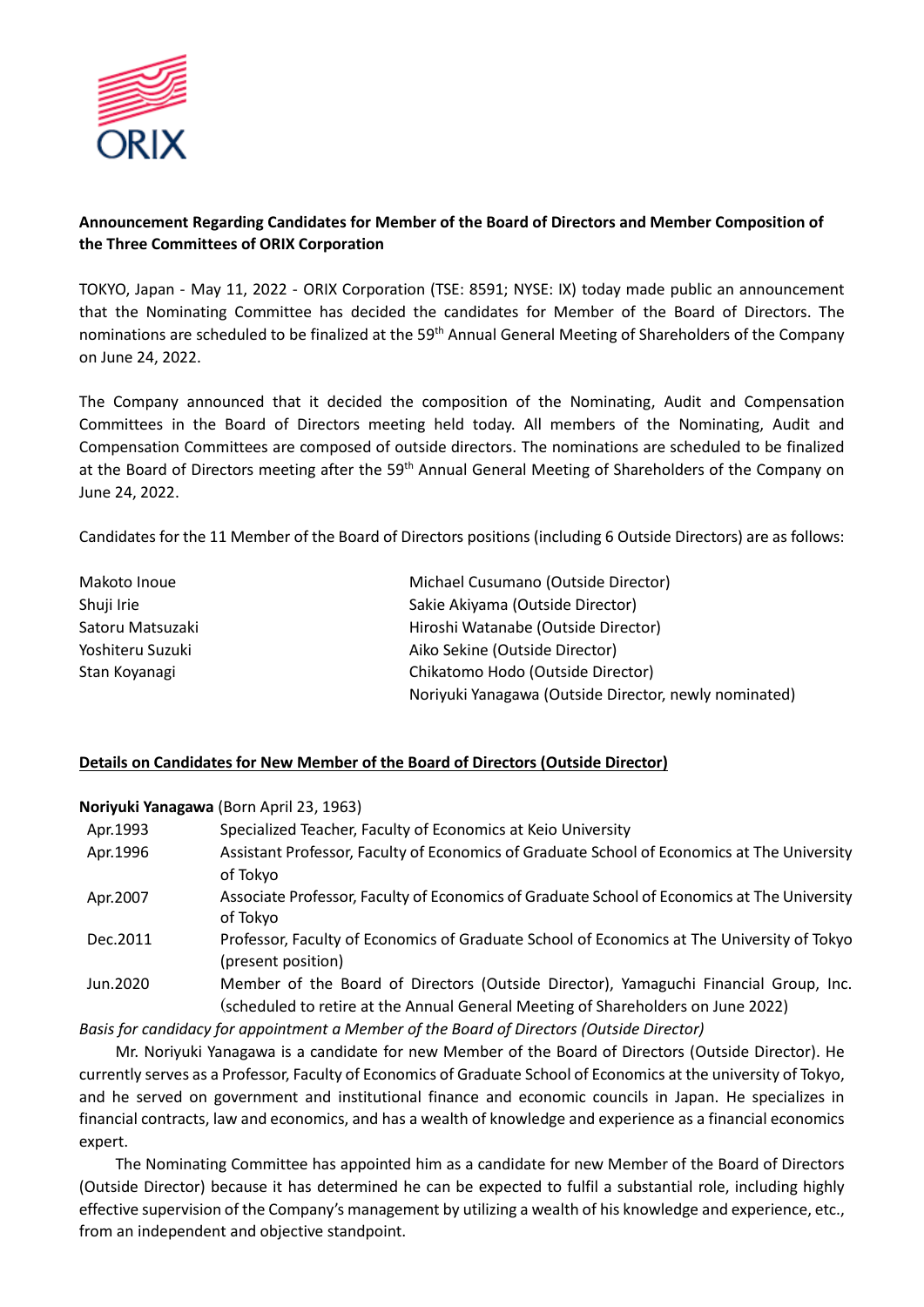**Announcement Regarding Candidates for Member of the Board of Directors and Member Composition of the Three Committees of ORIX Corporation**

TOKYO, Japan - May 11, 2022 - ORIX Corporation (TSE: 8591; NYSE: IX) today made public an announcement that the Nominating Committee has decided the candidates for Member of the Board of Directors. The nominations are scheduled to be finalized at the 59th Annual General Meeting of Shareholders of the Company on June 24, 2022.

The Company announced that it decided the composition of the Nominating, Audit and Compensation Committees in the Board of Directors meeting held today. All members of the Nominating, Audit and Compensation Committees are composed of outside directors. The nominations are scheduled to be finalized at the Board of Directors meeting after the 59th Annual General Meeting of Shareholders of the Company on June 24, 2022.

Candidates for the 11 Member of the Board of Directors positions (including 6 Outside Directors) are as follows:

| | |
|---|---|
| Makoto Inoue | Michael Cusumano (Outside Director) |
| Shuji Irie | Sakie Akiyama (Outside Director) |
| Satoru Matsuzaki | Hiroshi Watanabe (Outside Director) |
| Yoshiteru Suzuki | Aiko Sekine (Outside Director) |
| Stan Koyanagi | Chikatomo Hodo (Outside Director) |
| | Noriyuki Yanagawa (Outside Director, newly nominated) |

## Details on Candidates for New Member of the Board of Directors (Outside Director)

**Noriyuki Yanagawa** (Born April 23, 1963)

| | |
|---|---|
| Apr.1993 | Specialized Teacher, Faculty of Economics at Keio University |
| Apr.1996 | Assistant Professor, Faculty of Economics of Graduate School of Economics at The University of Tokyo |
| Apr.2007 | Associate Professor, Faculty of Economics of Graduate School of Economics at The University of Tokyo |
| Dec.2011 | Professor, Faculty of Economics of Graduate School of Economics at The University of Tokyo (present position) |
| Jun.2020 | Member of the Board of Directors (Outside Director), Yamaguchi Financial Group, Inc. (scheduled to retire at the Annual General Meeting of Shareholders on June 2022) |

*Basis for candidacy for appointment a Member of the Board of Directors (Outside Director)*

Mr. Noriyuki Yanagawa is a candidate for new Member of the Board of Directors (Outside Director). He currently serves as a Professor, Faculty of Economics of Graduate School of Economics at the university of Tokyo, and he served on government and institutional finance and economic councils in Japan. He specializes in financial contracts, law and economics, and has a wealth of knowledge and experience as a financial economics expert.

The Nominating Committee has appointed him as a candidate for new Member of the Board of Directors (Outside Director) because it has determined he can be expected to fulfil a substantial role, including highly effective supervision of the Company's management by utilizing a wealth of his knowledge and experience, etc., from an independent and objective standpoint.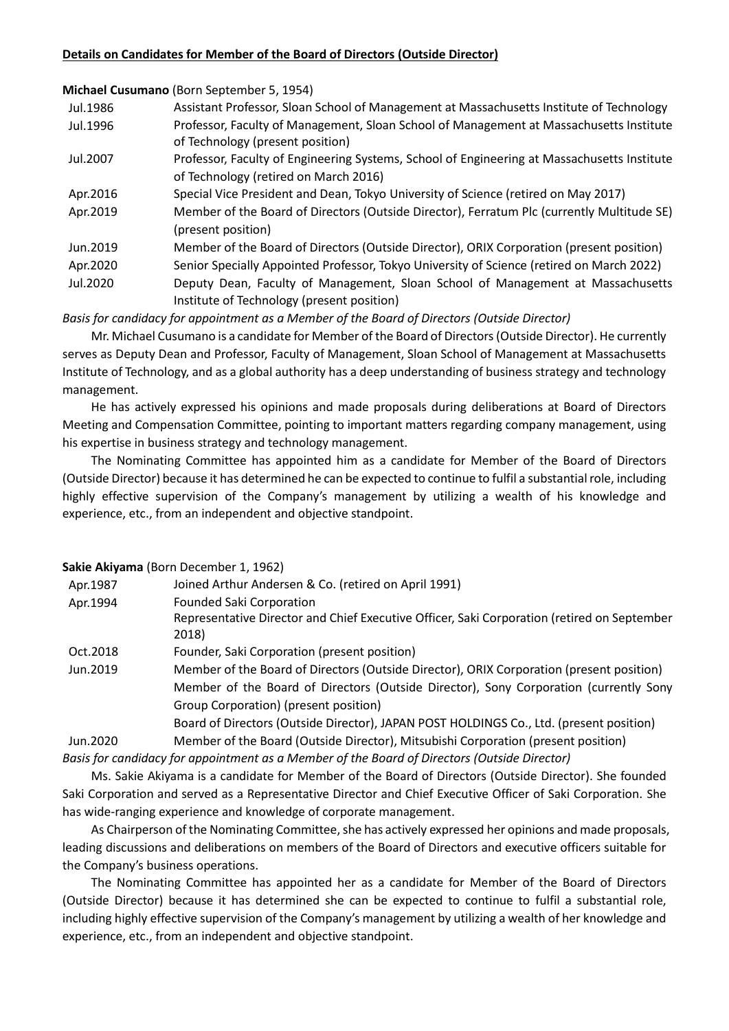## **Details on Candidates for Member of the Board of Directors (Outside Director)**

**Michael Cusumano** (Born September 5, 1954)

| | |
|---|---|
| Jul.1986 | Assistant Professor, Sloan School of Management at Massachusetts Institute of Technology |
| Jul.1996 | Professor, Faculty of Management, Sloan School of Management at Massachusetts Institute of Technology (present position) |
| Jul.2007 | Professor, Faculty of Engineering Systems, School of Engineering at Massachusetts Institute of Technology (retired on March 2016) |
| Apr.2016 | Special Vice President and Dean, Tokyo University of Science (retired on May 2017) |
| Apr.2019 | Member of the Board of Directors (Outside Director), Ferratum Plc (currently Multitude SE) (present position) |
| Jun.2019 | Member of the Board of Directors (Outside Director), ORIX Corporation (present position) |
| Apr.2020 | Senior Specially Appointed Professor, Tokyo University of Science (retired on March 2022) |
| Jul.2020 | Deputy Dean, Faculty of Management, Sloan School of Management at Massachusetts Institute of Technology (present position) |

*Basis for candidacy for appointment as a Member of the Board of Directors (Outside Director)*

Mr. Michael Cusumano is a candidate for Member of the Board of Directors (Outside Director). He currently serves as Deputy Dean and Professor, Faculty of Management, Sloan School of Management at Massachusetts Institute of Technology, and as a global authority has a deep understanding of business strategy and technology management.

He has actively expressed his opinions and made proposals during deliberations at Board of Directors Meeting and Compensation Committee, pointing to important matters regarding company management, using his expertise in business strategy and technology management.

The Nominating Committee has appointed him as a candidate for Member of the Board of Directors (Outside Director) because it has determined he can be expected to continue to fulfil a substantial role, including highly effective supervision of the Company's management by utilizing a wealth of his knowledge and experience, etc., from an independent and objective standpoint.

**Sakie Akiyama** (Born December 1, 1962)

| | |
|---|---|
| Apr.1987 | Joined Arthur Andersen & Co. (retired on April 1991) |
| Apr.1994 | Founded Saki Corporation<br>Representative Director and Chief Executive Officer, Saki Corporation (retired on September 2018) |
| Oct.2018 | Founder, Saki Corporation (present position) |
| Jun.2019 | Member of the Board of Directors (Outside Director), ORIX Corporation (present position)<br>Member of the Board of Directors (Outside Director), Sony Corporation (currently Sony Group Corporation) (present position)<br>Board of Directors (Outside Director), JAPAN POST HOLDINGS Co., Ltd. (present position) |
| Jun.2020 | Member of the Board (Outside Director), Mitsubishi Corporation (present position) |

*Basis for candidacy for appointment as a Member of the Board of Directors (Outside Director)*

Ms. Sakie Akiyama is a candidate for Member of the Board of Directors (Outside Director). She founded Saki Corporation and served as a Representative Director and Chief Executive Officer of Saki Corporation. She has wide-ranging experience and knowledge of corporate management.

As Chairperson of the Nominating Committee, she has actively expressed her opinions and made proposals, leading discussions and deliberations on members of the Board of Directors and executive officers suitable for the Company's business operations.

The Nominating Committee has appointed her as a candidate for Member of the Board of Directors (Outside Director) because it has determined she can be expected to continue to fulfil a substantial role, including highly effective supervision of the Company's management by utilizing a wealth of her knowledge and experience, etc., from an independent and objective standpoint.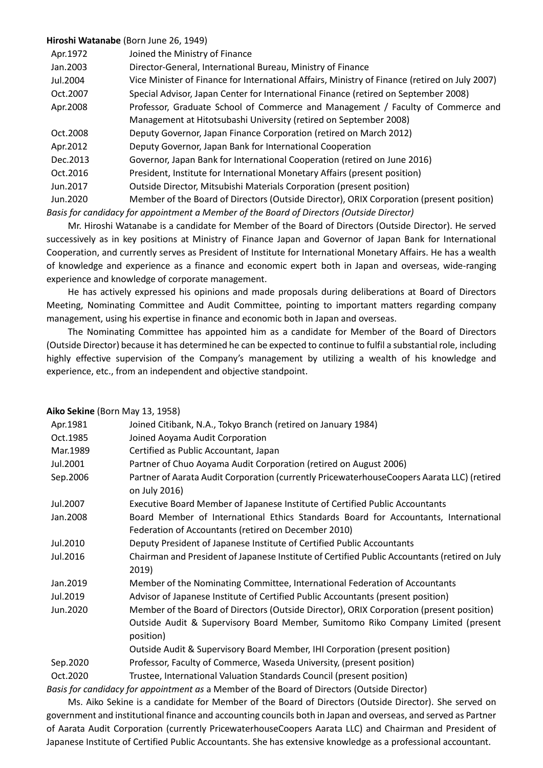**Hiroshi Watanabe** (Born June 26, 1949)

| | |
|---|---|
| Apr.1972 | Joined the Ministry of Finance |
| Jan.2003 | Director-General, International Bureau, Ministry of Finance |
| Jul.2004 | Vice Minister of Finance for International Affairs, Ministry of Finance (retired on July 2007) |
| Oct.2007 | Special Advisor, Japan Center for International Finance (retired on September 2008) |
| Apr.2008 | Professor, Graduate School of Commerce and Management / Faculty of Commerce and Management at Hitotsubashi University (retired on September 2008) |
| Oct.2008 | Deputy Governor, Japan Finance Corporation (retired on March 2012) |
| Apr.2012 | Deputy Governor, Japan Bank for International Cooperation |
| Dec.2013 | Governor, Japan Bank for International Cooperation (retired on June 2016) |
| Oct.2016 | President, Institute for International Monetary Affairs (present position) |
| Jun.2017 | Outside Director, Mitsubishi Materials Corporation (present position) |
| Jun.2020 | Member of the Board of Directors (Outside Director), ORIX Corporation (present position) |

*Basis for candidacy for appointment a Member of the Board of Directors (Outside Director)*

Mr. Hiroshi Watanabe is a candidate for Member of the Board of Directors (Outside Director). He served successively as in key positions at Ministry of Finance Japan and Governor of Japan Bank for International Cooperation, and currently serves as President of Institute for International Monetary Affairs. He has a wealth of knowledge and experience as a finance and economic expert both in Japan and overseas, wide-ranging experience and knowledge of corporate management.

He has actively expressed his opinions and made proposals during deliberations at Board of Directors Meeting, Nominating Committee and Audit Committee, pointing to important matters regarding company management, using his expertise in finance and economic both in Japan and overseas.

The Nominating Committee has appointed him as a candidate for Member of the Board of Directors (Outside Director) because it has determined he can be expected to continue to fulfil a substantial role, including highly effective supervision of the Company's management by utilizing a wealth of his knowledge and experience, etc., from an independent and objective standpoint.

**Aiko Sekine** (Born May 13, 1958)

| | |
|---|---|
| Apr.1981 | Joined Citibank, N.A., Tokyo Branch (retired on January 1984) |
| Oct.1985 | Joined Aoyama Audit Corporation |
| Mar.1989 | Certified as Public Accountant, Japan |
| Jul.2001 | Partner of Chuo Aoyama Audit Corporation (retired on August 2006) |
| Sep.2006 | Partner of Aarata Audit Corporation (currently PricewaterhouseCoopers Aarata LLC) (retired on July 2016) |
| Jul.2007 | Executive Board Member of Japanese Institute of Certified Public Accountants |
| Jan.2008 | Board Member of International Ethics Standards Board for Accountants, International Federation of Accountants (retired on December 2010) |
| Jul.2010 | Deputy President of Japanese Institute of Certified Public Accountants |
| Jul.2016 | Chairman and President of Japanese Institute of Certified Public Accountants (retired on July 2019) |
| Jan.2019 | Member of the Nominating Committee, International Federation of Accountants |
| Jul.2019 | Advisor of Japanese Institute of Certified Public Accountants (present position) |
| Jun.2020 | Member of the Board of Directors (Outside Director), ORIX Corporation (present position) |
| | Outside Audit & Supervisory Board Member, Sumitomo Riko Company Limited (present position) |
| | Outside Audit & Supervisory Board Member, IHI Corporation (present position) |
| Sep.2020 | Professor, Faculty of Commerce, Waseda University, (present position) |
| Oct.2020 | Trustee, International Valuation Standards Council (present position) |

*Basis for candidacy for appointment as* a Member of the Board of Directors (Outside Director)

Ms. Aiko Sekine is a candidate for Member of the Board of Directors (Outside Director). She served on government and institutional finance and accounting councils both in Japan and overseas, and served as Partner of Aarata Audit Corporation (currently PricewaterhouseCoopers Aarata LLC) and Chairman and President of Japanese Institute of Certified Public Accountants. She has extensive knowledge as a professional accountant.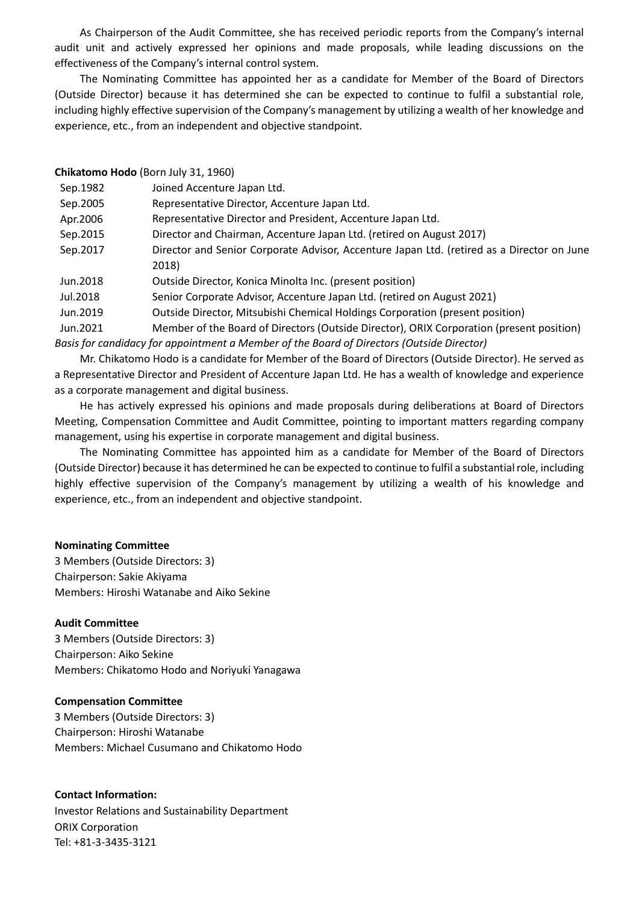As Chairperson of the Audit Committee, she has received periodic reports from the Company's internal audit unit and actively expressed her opinions and made proposals, while leading discussions on the effectiveness of the Company's internal control system.

The Nominating Committee has appointed her as a candidate for Member of the Board of Directors (Outside Director) because it has determined she can be expected to continue to fulfil a substantial role, including highly effective supervision of the Company's management by utilizing a wealth of her knowledge and experience, etc., from an independent and objective standpoint.

**Chikatomo Hodo** (Born July 31, 1960)

| | |
|---|---|
| Sep.1982 | Joined Accenture Japan Ltd. |
| Sep.2005 | Representative Director, Accenture Japan Ltd. |
| Apr.2006 | Representative Director and President, Accenture Japan Ltd. |
| Sep.2015 | Director and Chairman, Accenture Japan Ltd. (retired on August 2017) |
| Sep.2017 | Director and Senior Corporate Advisor, Accenture Japan Ltd. (retired as a Director on June 2018) |
| Jun.2018 | Outside Director, Konica Minolta Inc. (present position) |
| Jul.2018 | Senior Corporate Advisor, Accenture Japan Ltd. (retired on August 2021) |
| Jun.2019 | Outside Director, Mitsubishi Chemical Holdings Corporation (present position) |
| Jun.2021 | Member of the Board of Directors (Outside Director), ORIX Corporation (present position) |

*Basis for candidacy for appointment a Member of the Board of Directors (Outside Director)*

Mr. Chikatomo Hodo is a candidate for Member of the Board of Directors (Outside Director). He served as a Representative Director and President of Accenture Japan Ltd. He has a wealth of knowledge and experience as a corporate management and digital business.

He has actively expressed his opinions and made proposals during deliberations at Board of Directors Meeting, Compensation Committee and Audit Committee, pointing to important matters regarding company management, using his expertise in corporate management and digital business.

The Nominating Committee has appointed him as a candidate for Member of the Board of Directors (Outside Director) because it has determined he can be expected to continue to fulfil a substantial role, including highly effective supervision of the Company's management by utilizing a wealth of his knowledge and experience, etc., from an independent and objective standpoint.

**Nominating Committee**

3 Members (Outside Directors: 3)
Chairperson: Sakie Akiyama
Members: Hiroshi Watanabe and Aiko Sekine

**Audit Committee**

3 Members (Outside Directors: 3)
Chairperson: Aiko Sekine
Members: Chikatomo Hodo and Noriyuki Yanagawa

**Compensation Committee**

3 Members (Outside Directors: 3)
Chairperson: Hiroshi Watanabe
Members: Michael Cusumano and Chikatomo Hodo

**Contact Information:**

Investor Relations and Sustainability Department
ORIX Corporation
Tel: +81-3-3435-3121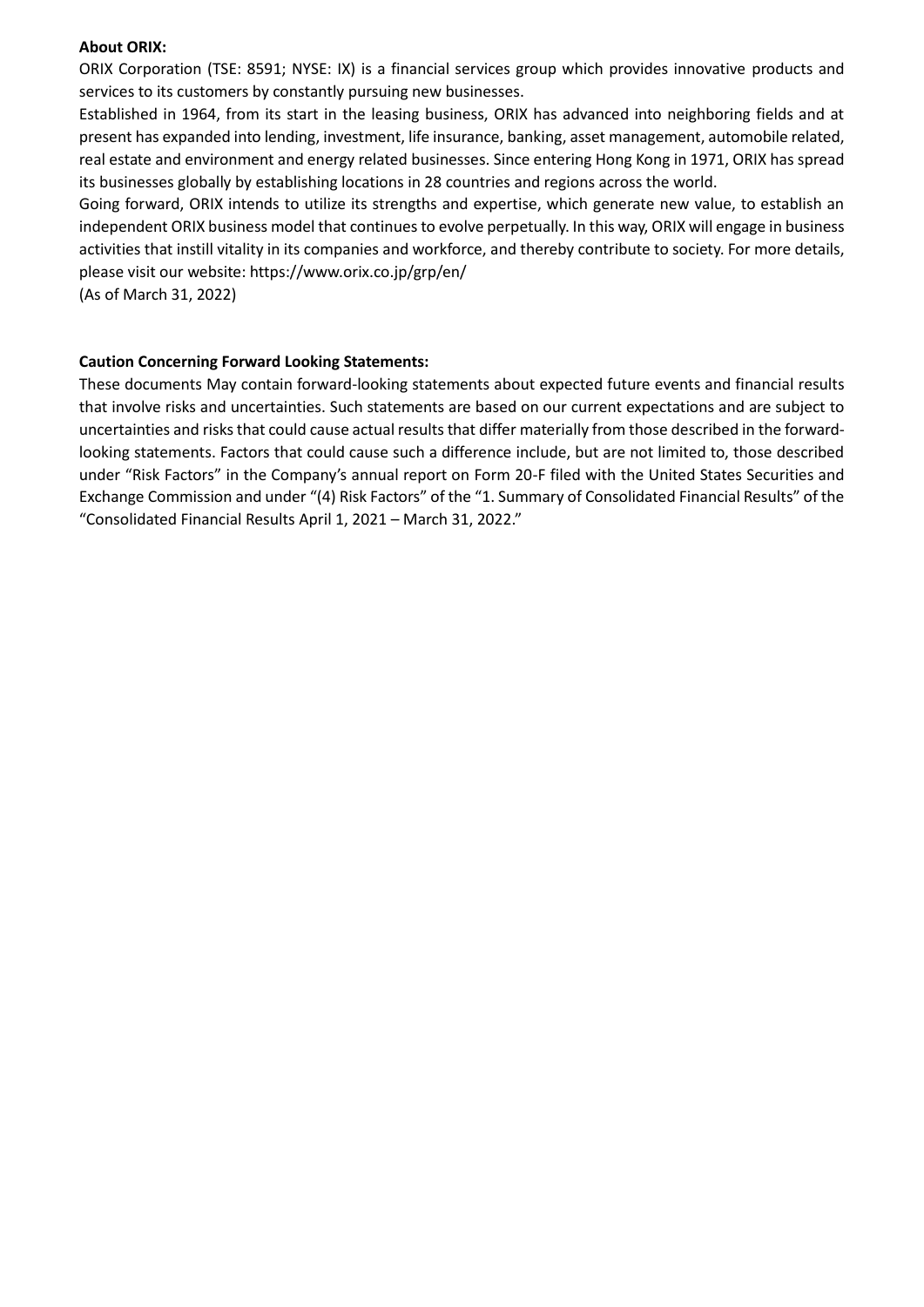**About ORIX:**

ORIX Corporation (TSE: 8591; NYSE: IX) is a financial services group which provides innovative products and services to its customers by constantly pursuing new businesses.

Established in 1964, from its start in the leasing business, ORIX has advanced into neighboring fields and at present has expanded into lending, investment, life insurance, banking, asset management, automobile related, real estate and environment and energy related businesses. Since entering Hong Kong in 1971, ORIX has spread its businesses globally by establishing locations in 28 countries and regions across the world.

Going forward, ORIX intends to utilize its strengths and expertise, which generate new value, to establish an independent ORIX business model that continues to evolve perpetually. In this way, ORIX will engage in business activities that instill vitality in its companies and workforce, and thereby contribute to society. For more details, please visit our website: https://www.orix.co.jp/grp/en/

(As of March 31, 2022)

**Caution Concerning Forward Looking Statements:**

These documents May contain forward-looking statements about expected future events and financial results that involve risks and uncertainties. Such statements are based on our current expectations and are subject to uncertainties and risks that could cause actual results that differ materially from those described in the forward-looking statements. Factors that could cause such a difference include, but are not limited to, those described under "Risk Factors" in the Company's annual report on Form 20-F filed with the United States Securities and Exchange Commission and under "(4) Risk Factors" of the "1. Summary of Consolidated Financial Results" of the "Consolidated Financial Results April 1, 2021 – March 31, 2022."